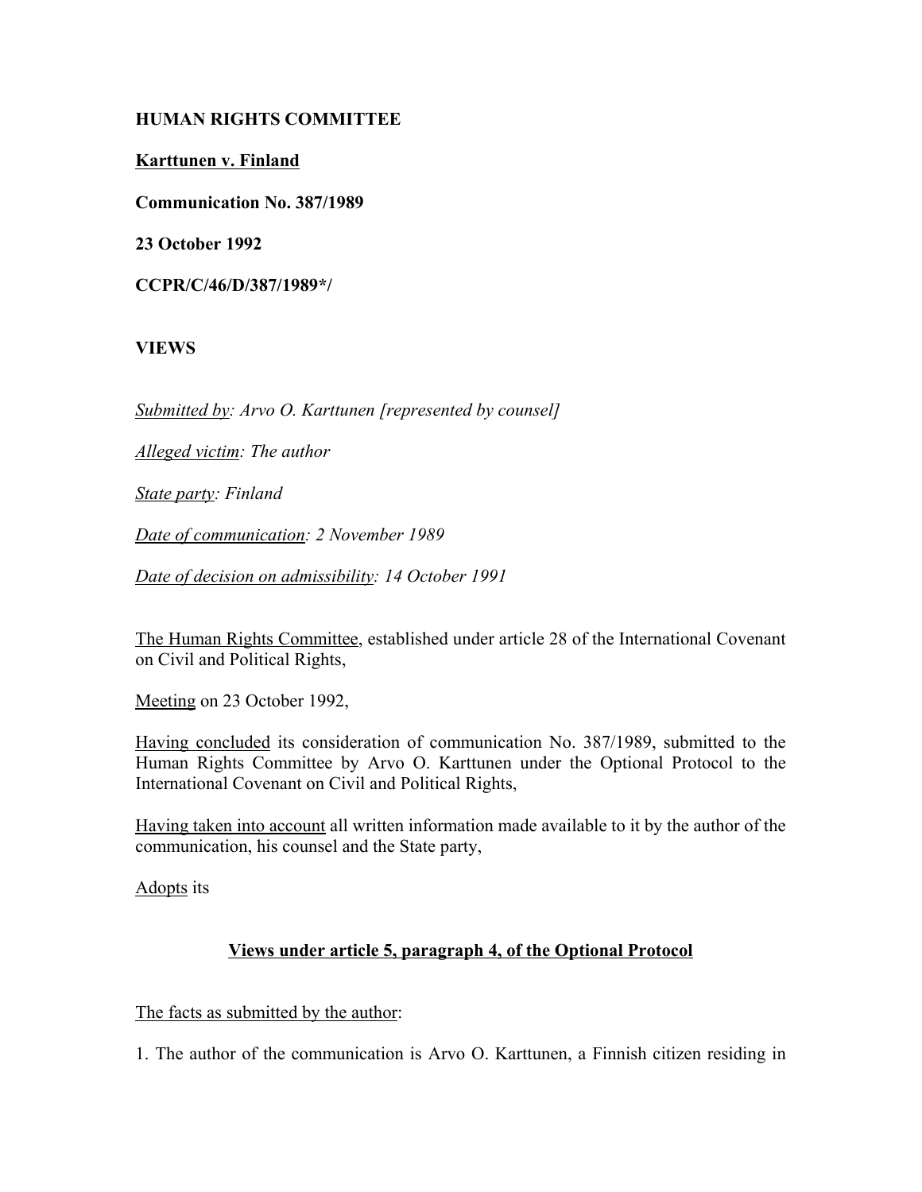**HUMAN RIGHTS COMMITTEE**

**<u>Karttunen v. Finland</u>**

**Communication No. 387/1989**

**23 October 1992**

**CCPR/C/46/D/387/1989*/**

**VIEWS**

*<u>Submitted by</u>: Arvo O. Karttunen [represented by counsel]*

*<u>Alleged victim</u>: The author*

*<u>State party</u>: Finland*

*<u>Date of communication</u>: 2 November 1989*

*<u>Date of decision on admissibility</u>: 14 October 1991*

<u>The Human Rights Committee</u>, established under article 28 of the International Covenant on Civil and Political Rights,

<u>Meeting</u> on 23 October 1992,

<u>Having concluded</u> its consideration of communication No. 387/1989, submitted to the Human Rights Committee by Arvo O. Karttunen under the Optional Protocol to the International Covenant on Civil and Political Rights,

<u>Having taken into account</u> all written information made available to it by the author of the communication, his counsel and the State party,

<u>Adopts</u> its

**<u>Views under article 5, paragraph 4, of the Optional Protocol</u>**

<u>The facts as submitted by the author</u>:

1. The author of the communication is Arvo O. Karttunen, a Finnish citizen residing in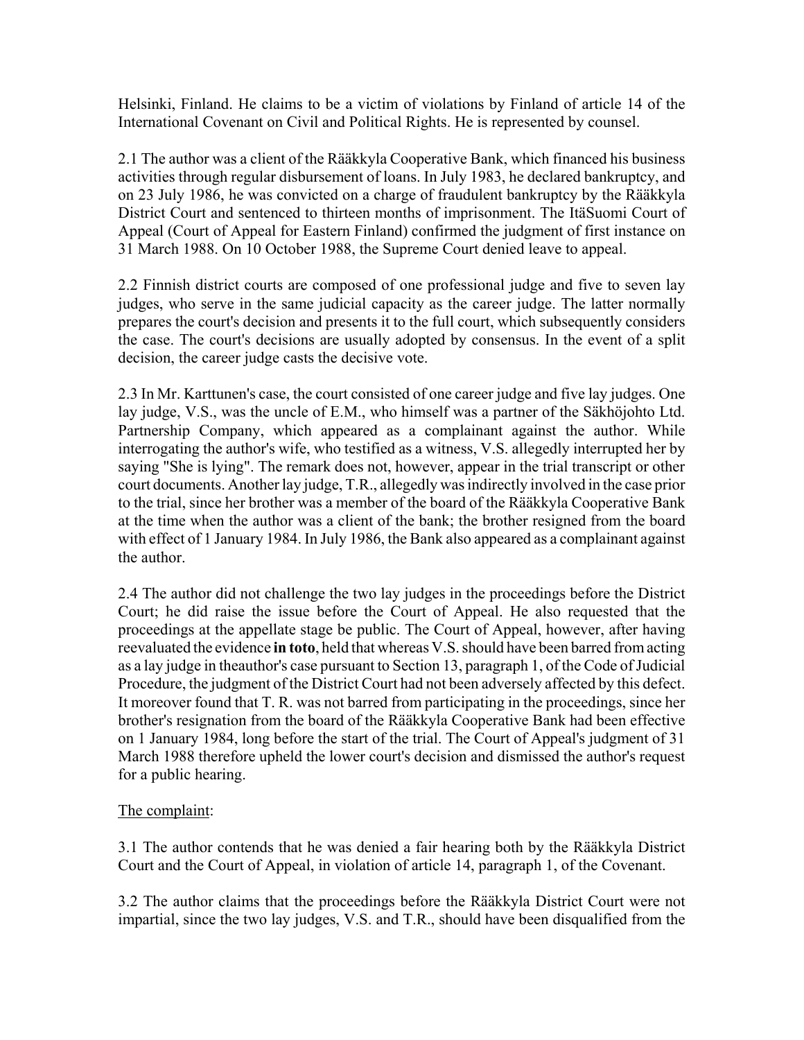Helsinki, Finland. He claims to be a victim of violations by Finland of article 14 of the International Covenant on Civil and Political Rights. He is represented by counsel.

2.1 The author was a client of the Rääkkyla Cooperative Bank, which financed his business activities through regular disbursement of loans. In July 1983, he declared bankruptcy, and on 23 July 1986, he was convicted on a charge of fraudulent bankruptcy by the Rääkkyla District Court and sentenced to thirteen months of imprisonment. The ItäSuomi Court of Appeal (Court of Appeal for Eastern Finland) confirmed the judgment of first instance on 31 March 1988. On 10 October 1988, the Supreme Court denied leave to appeal.

2.2 Finnish district courts are composed of one professional judge and five to seven lay judges, who serve in the same judicial capacity as the career judge. The latter normally prepares the court's decision and presents it to the full court, which subsequently considers the case. The court's decisions are usually adopted by consensus. In the event of a split decision, the career judge casts the decisive vote.

2.3 In Mr. Karttunen's case, the court consisted of one career judge and five lay judges. One lay judge, V.S., was the uncle of E.M., who himself was a partner of the Säkhöjohto Ltd. Partnership Company, which appeared as a complainant against the author. While interrogating the author's wife, who testified as a witness, V.S. allegedly interrupted her by saying "She is lying". The remark does not, however, appear in the trial transcript or other court documents. Another lay judge, T.R., allegedly was indirectly involved in the case prior to the trial, since her brother was a member of the board of the Rääkkyla Cooperative Bank at the time when the author was a client of the bank; the brother resigned from the board with effect of 1 January 1984. In July 1986, the Bank also appeared as a complainant against the author.

2.4 The author did not challenge the two lay judges in the proceedings before the District Court; he did raise the issue before the Court of Appeal. He also requested that the proceedings at the appellate stage be public. The Court of Appeal, however, after having reevaluated the evidence **in toto**, held that whereas V.S. should have been barred from acting as a lay judge in theauthor's case pursuant to Section 13, paragraph 1, of the Code of Judicial Procedure, the judgment of the District Court had not been adversely affected by this defect. It moreover found that T. R. was not barred from participating in the proceedings, since her brother's resignation from the board of the Rääkkyla Cooperative Bank had been effective on 1 January 1984, long before the start of the trial. The Court of Appeal's judgment of 31 March 1988 therefore upheld the lower court's decision and dismissed the author's request for a public hearing.

The complaint:

3.1 The author contends that he was denied a fair hearing both by the Rääkkyla District Court and the Court of Appeal, in violation of article 14, paragraph 1, of the Covenant.

3.2 The author claims that the proceedings before the Rääkkyla District Court were not impartial, since the two lay judges, V.S. and T.R., should have been disqualified from the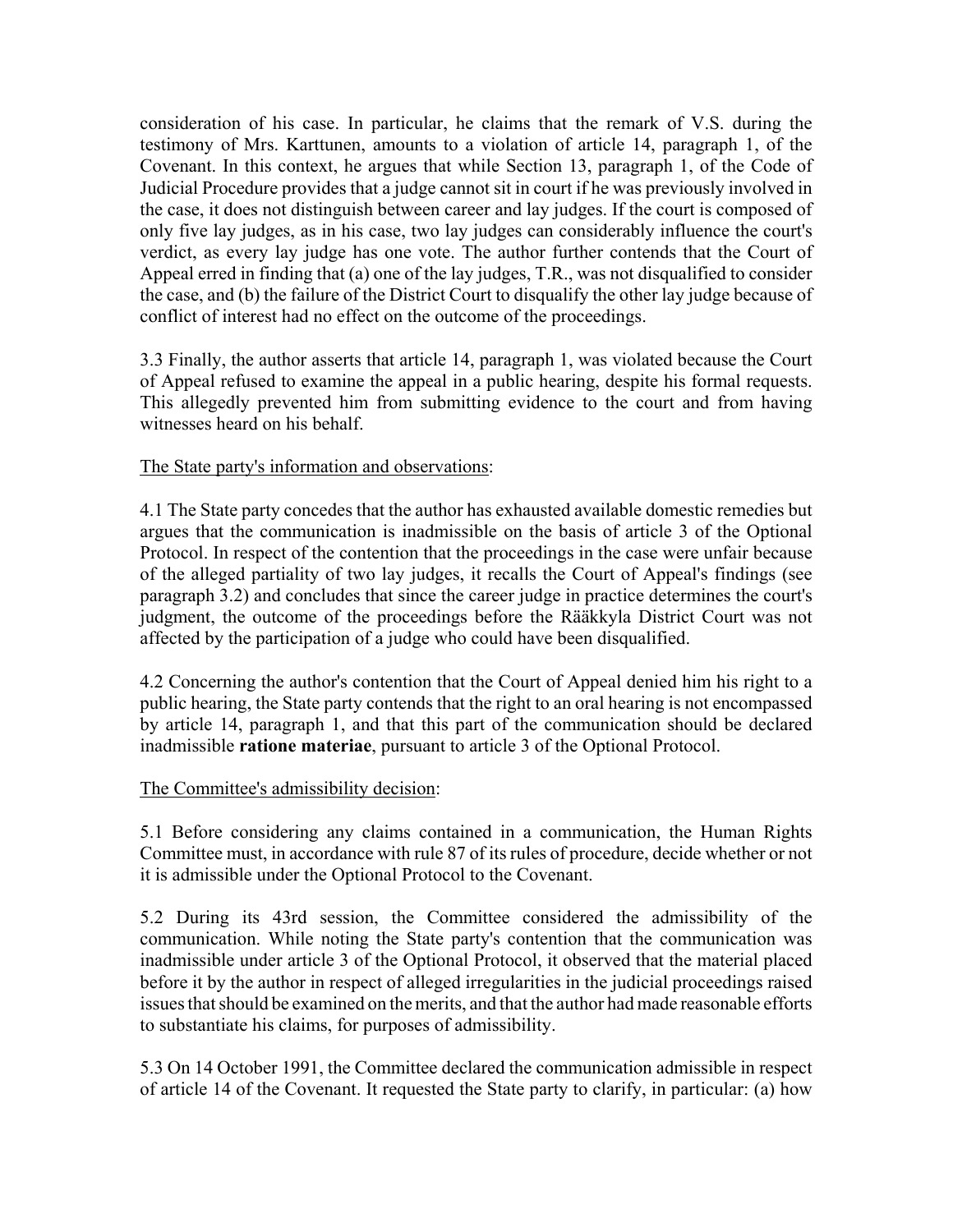consideration of his case. In particular, he claims that the remark of V.S. during the testimony of Mrs. Karttunen, amounts to a violation of article 14, paragraph 1, of the Covenant. In this context, he argues that while Section 13, paragraph 1, of the Code of Judicial Procedure provides that a judge cannot sit in court if he was previously involved in the case, it does not distinguish between career and lay judges. If the court is composed of only five lay judges, as in his case, two lay judges can considerably influence the court's verdict, as every lay judge has one vote. The author further contends that the Court of Appeal erred in finding that (a) one of the lay judges, T.R., was not disqualified to consider the case, and (b) the failure of the District Court to disqualify the other lay judge because of conflict of interest had no effect on the outcome of the proceedings.

3.3 Finally, the author asserts that article 14, paragraph 1, was violated because the Court of Appeal refused to examine the appeal in a public hearing, despite his formal requests. This allegedly prevented him from submitting evidence to the court and from having witnesses heard on his behalf.

The State party's information and observations:

4.1 The State party concedes that the author has exhausted available domestic remedies but argues that the communication is inadmissible on the basis of article 3 of the Optional Protocol. In respect of the contention that the proceedings in the case were unfair because of the alleged partiality of two lay judges, it recalls the Court of Appeal's findings (see paragraph 3.2) and concludes that since the career judge in practice determines the court's judgment, the outcome of the proceedings before the Rääkkyla District Court was not affected by the participation of a judge who could have been disqualified.

4.2 Concerning the author's contention that the Court of Appeal denied him his right to a public hearing, the State party contends that the right to an oral hearing is not encompassed by article 14, paragraph 1, and that this part of the communication should be declared inadmissible **ratione materiae**, pursuant to article 3 of the Optional Protocol.

The Committee's admissibility decision:

5.1 Before considering any claims contained in a communication, the Human Rights Committee must, in accordance with rule 87 of its rules of procedure, decide whether or not it is admissible under the Optional Protocol to the Covenant.

5.2 During its 43rd session, the Committee considered the admissibility of the communication. While noting the State party's contention that the communication was inadmissible under article 3 of the Optional Protocol, it observed that the material placed before it by the author in respect of alleged irregularities in the judicial proceedings raised issues that should be examined on the merits, and that the author had made reasonable efforts to substantiate his claims, for purposes of admissibility.

5.3 On 14 October 1991, the Committee declared the communication admissible in respect of article 14 of the Covenant. It requested the State party to clarify, in particular: (a) how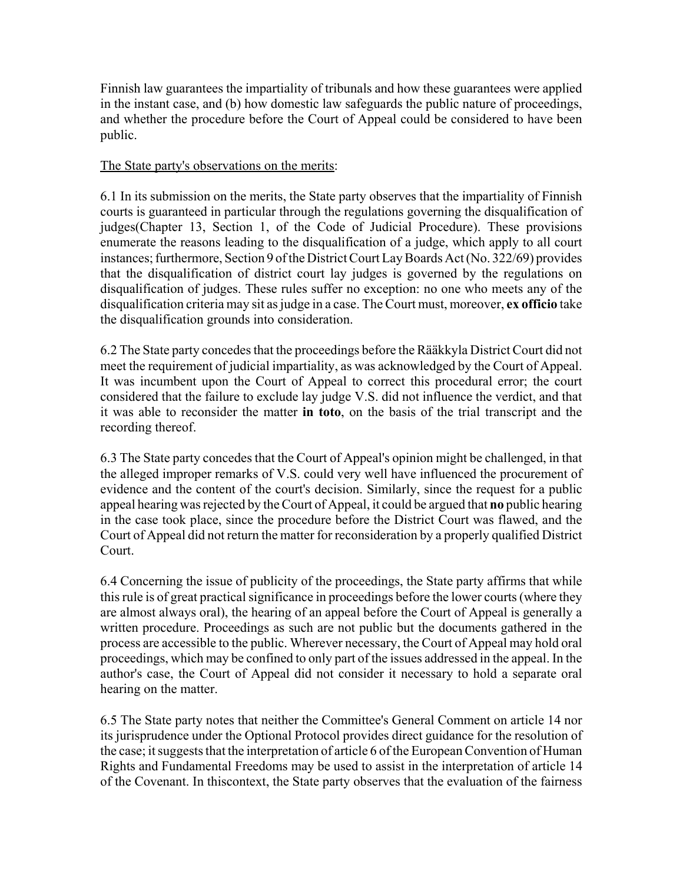Finnish law guarantees the impartiality of tribunals and how these guarantees were applied in the instant case, and (b) how domestic law safeguards the public nature of proceedings, and whether the procedure before the Court of Appeal could be considered to have been public.

The State party's observations on the merits:

6.1 In its submission on the merits, the State party observes that the impartiality of Finnish courts is guaranteed in particular through the regulations governing the disqualification of judges(Chapter 13, Section 1, of the Code of Judicial Procedure). These provisions enumerate the reasons leading to the disqualification of a judge, which apply to all court instances; furthermore, Section 9 of the District Court Lay Boards Act (No. 322/69) provides that the disqualification of district court lay judges is governed by the regulations on disqualification of judges. These rules suffer no exception: no one who meets any of the disqualification criteria may sit as judge in a case. The Court must, moreover, **ex officio** take the disqualification grounds into consideration.

6.2 The State party concedes that the proceedings before the Rääkkyla District Court did not meet the requirement of judicial impartiality, as was acknowledged by the Court of Appeal. It was incumbent upon the Court of Appeal to correct this procedural error; the court considered that the failure to exclude lay judge V.S. did not influence the verdict, and that it was able to reconsider the matter **in toto**, on the basis of the trial transcript and the recording thereof.

6.3 The State party concedes that the Court of Appeal's opinion might be challenged, in that the alleged improper remarks of V.S. could very well have influenced the procurement of evidence and the content of the court's decision. Similarly, since the request for a public appeal hearing was rejected by the Court of Appeal, it could be argued that **no** public hearing in the case took place, since the procedure before the District Court was flawed, and the Court of Appeal did not return the matter for reconsideration by a properly qualified District Court.

6.4 Concerning the issue of publicity of the proceedings, the State party affirms that while this rule is of great practical significance in proceedings before the lower courts (where they are almost always oral), the hearing of an appeal before the Court of Appeal is generally a written procedure. Proceedings as such are not public but the documents gathered in the process are accessible to the public. Wherever necessary, the Court of Appeal may hold oral proceedings, which may be confined to only part of the issues addressed in the appeal. In the author's case, the Court of Appeal did not consider it necessary to hold a separate oral hearing on the matter.

6.5 The State party notes that neither the Committee's General Comment on article 14 nor its jurisprudence under the Optional Protocol provides direct guidance for the resolution of the case; it suggests that the interpretation of article 6 of the European Convention of Human Rights and Fundamental Freedoms may be used to assist in the interpretation of article 14 of the Covenant. In thiscontext, the State party observes that the evaluation of the fairness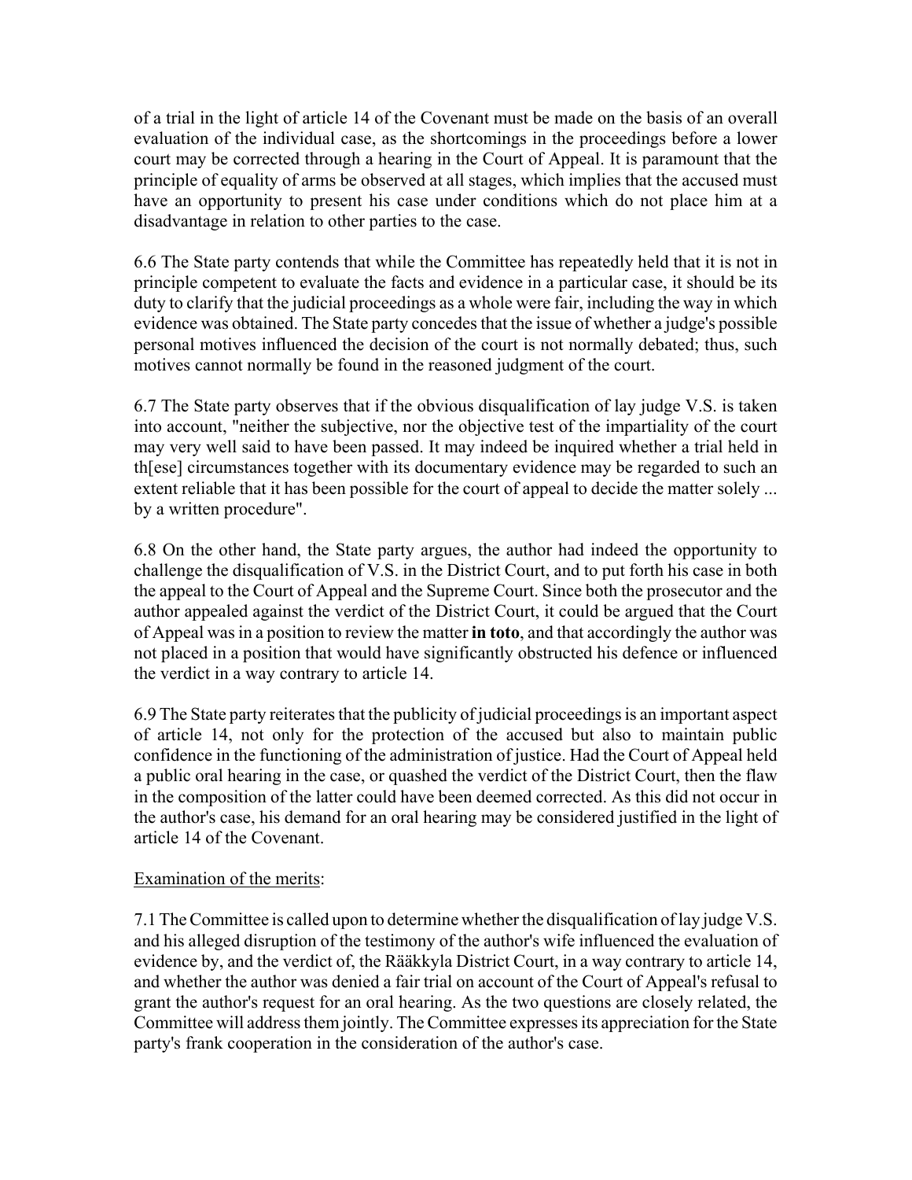of a trial in the light of article 14 of the Covenant must be made on the basis of an overall evaluation of the individual case, as the shortcomings in the proceedings before a lower court may be corrected through a hearing in the Court of Appeal. It is paramount that the principle of equality of arms be observed at all stages, which implies that the accused must have an opportunity to present his case under conditions which do not place him at a disadvantage in relation to other parties to the case.

6.6 The State party contends that while the Committee has repeatedly held that it is not in principle competent to evaluate the facts and evidence in a particular case, it should be its duty to clarify that the judicial proceedings as a whole were fair, including the way in which evidence was obtained. The State party concedes that the issue of whether a judge's possible personal motives influenced the decision of the court is not normally debated; thus, such motives cannot normally be found in the reasoned judgment of the court.

6.7 The State party observes that if the obvious disqualification of lay judge V.S. is taken into account, "neither the subjective, nor the objective test of the impartiality of the court may very well said to have been passed. It may indeed be inquired whether a trial held in th[ese] circumstances together with its documentary evidence may be regarded to such an extent reliable that it has been possible for the court of appeal to decide the matter solely ... by a written procedure".

6.8 On the other hand, the State party argues, the author had indeed the opportunity to challenge the disqualification of V.S. in the District Court, and to put forth his case in both the appeal to the Court of Appeal and the Supreme Court. Since both the prosecutor and the author appealed against the verdict of the District Court, it could be argued that the Court of Appeal was in a position to review the matter **in toto**, and that accordingly the author was not placed in a position that would have significantly obstructed his defence or influenced the verdict in a way contrary to article 14.

6.9 The State party reiterates that the publicity of judicial proceedings is an important aspect of article 14, not only for the protection of the accused but also to maintain public confidence in the functioning of the administration of justice. Had the Court of Appeal held a public oral hearing in the case, or quashed the verdict of the District Court, then the flaw in the composition of the latter could have been deemed corrected. As this did not occur in the author's case, his demand for an oral hearing may be considered justified in the light of article 14 of the Covenant.

Examination of the merits:

7.1 The Committee is called upon to determine whether the disqualification of lay judge V.S. and his alleged disruption of the testimony of the author's wife influenced the evaluation of evidence by, and the verdict of, the Rääkkyla District Court, in a way contrary to article 14, and whether the author was denied a fair trial on account of the Court of Appeal's refusal to grant the author's request for an oral hearing. As the two questions are closely related, the Committee will address them jointly. The Committee expresses its appreciation for the State party's frank cooperation in the consideration of the author's case.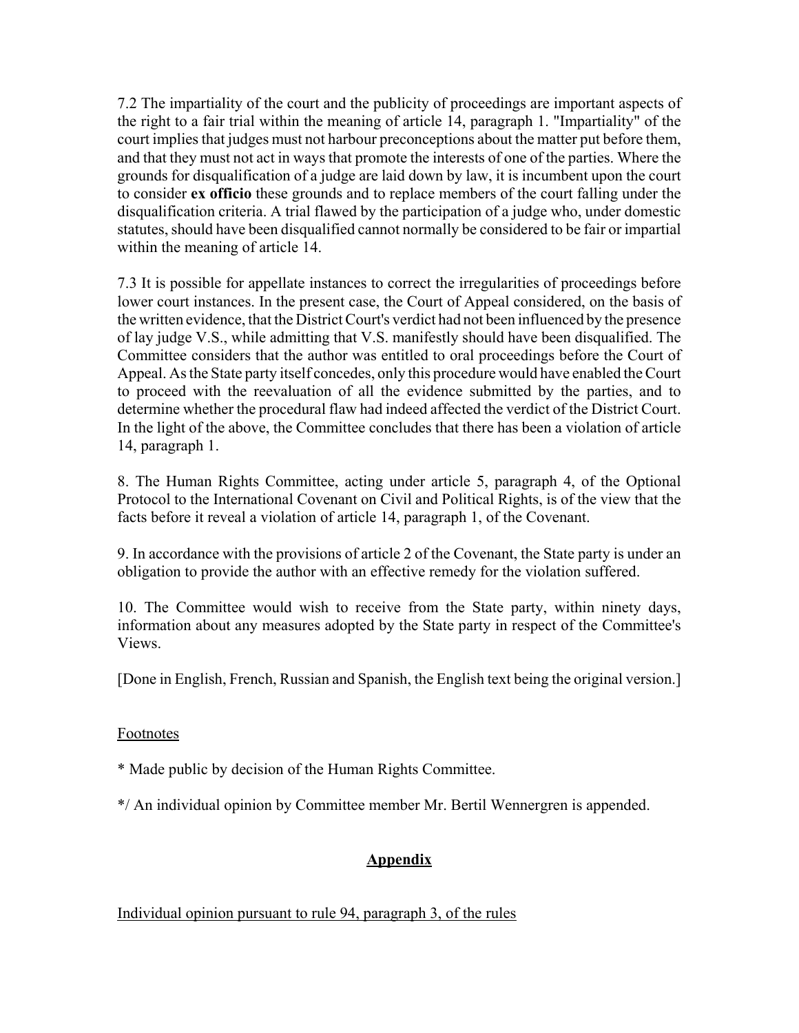7.2 The impartiality of the court and the publicity of proceedings are important aspects of the right to a fair trial within the meaning of article 14, paragraph 1. "Impartiality" of the court implies that judges must not harbour preconceptions about the matter put before them, and that they must not act in ways that promote the interests of one of the parties. Where the grounds for disqualification of a judge are laid down by law, it is incumbent upon the court to consider **ex officio** these grounds and to replace members of the court falling under the disqualification criteria. A trial flawed by the participation of a judge who, under domestic statutes, should have been disqualified cannot normally be considered to be fair or impartial within the meaning of article 14.

7.3 It is possible for appellate instances to correct the irregularities of proceedings before lower court instances. In the present case, the Court of Appeal considered, on the basis of the written evidence, that the District Court's verdict had not been influenced by the presence of lay judge V.S., while admitting that V.S. manifestly should have been disqualified. The Committee considers that the author was entitled to oral proceedings before the Court of Appeal. As the State party itself concedes, only this procedure would have enabled the Court to proceed with the reevaluation of all the evidence submitted by the parties, and to determine whether the procedural flaw had indeed affected the verdict of the District Court. In the light of the above, the Committee concludes that there has been a violation of article 14, paragraph 1.

8. The Human Rights Committee, acting under article 5, paragraph 4, of the Optional Protocol to the International Covenant on Civil and Political Rights, is of the view that the facts before it reveal a violation of article 14, paragraph 1, of the Covenant.

9. In accordance with the provisions of article 2 of the Covenant, the State party is under an obligation to provide the author with an effective remedy for the violation suffered.

10. The Committee would wish to receive from the State party, within ninety days, information about any measures adopted by the State party in respect of the Committee's Views.

[Done in English, French, Russian and Spanish, the English text being the original version.]

Footnotes

* Made public by decision of the Human Rights Committee.

*/ An individual opinion by Committee member Mr. Bertil Wennergren is appended.

## Appendix

Individual opinion pursuant to rule 94, paragraph 3, of the rules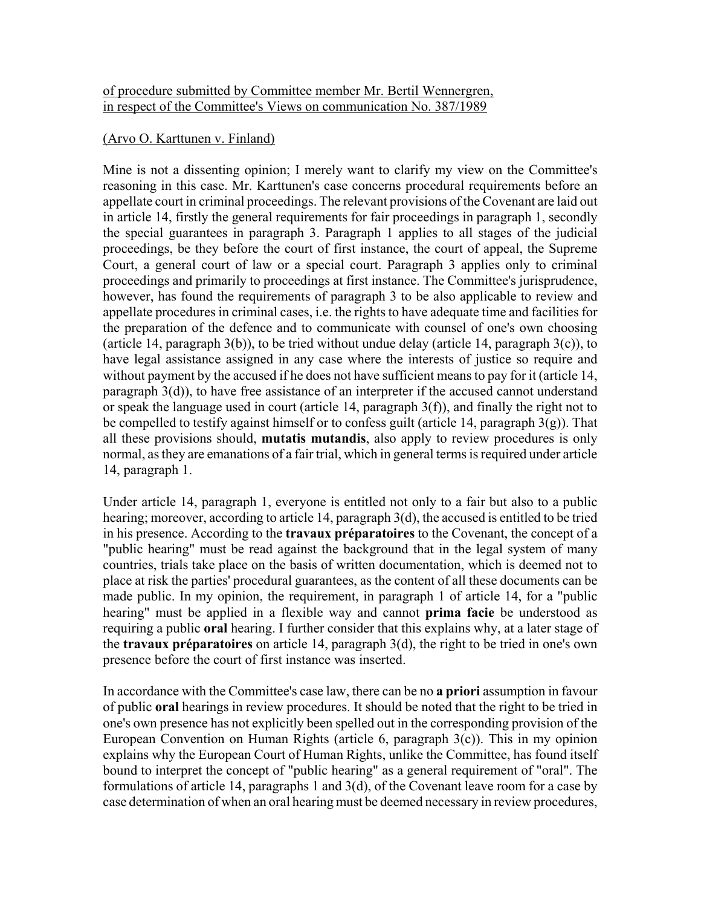of procedure submitted by Committee member Mr. Bertil Wennergren, in respect of the Committee's Views on communication No. 387/1989

(Arvo O. Karttunen v. Finland)

Mine is not a dissenting opinion; I merely want to clarify my view on the Committee's reasoning in this case. Mr. Karttunen's case concerns procedural requirements before an appellate court in criminal proceedings. The relevant provisions of the Covenant are laid out in article 14, firstly the general requirements for fair proceedings in paragraph 1, secondly the special guarantees in paragraph 3. Paragraph 1 applies to all stages of the judicial proceedings, be they before the court of first instance, the court of appeal, the Supreme Court, a general court of law or a special court. Paragraph 3 applies only to criminal proceedings and primarily to proceedings at first instance. The Committee's jurisprudence, however, has found the requirements of paragraph 3 to be also applicable to review and appellate procedures in criminal cases, i.e. the rights to have adequate time and facilities for the preparation of the defence and to communicate with counsel of one's own choosing (article 14, paragraph 3(b)), to be tried without undue delay (article 14, paragraph 3(c)), to have legal assistance assigned in any case where the interests of justice so require and without payment by the accused if he does not have sufficient means to pay for it (article 14, paragraph 3(d)), to have free assistance of an interpreter if the accused cannot understand or speak the language used in court (article 14, paragraph 3(f)), and finally the right not to be compelled to testify against himself or to confess guilt (article 14, paragraph 3(g)). That all these provisions should, **mutatis mutandis**, also apply to review procedures is only normal, as they are emanations of a fair trial, which in general terms is required under article 14, paragraph 1.

Under article 14, paragraph 1, everyone is entitled not only to a fair but also to a public hearing; moreover, according to article 14, paragraph 3(d), the accused is entitled to be tried in his presence. According to the **travaux préparatoires** to the Covenant, the concept of a "public hearing" must be read against the background that in the legal system of many countries, trials take place on the basis of written documentation, which is deemed not to place at risk the parties' procedural guarantees, as the content of all these documents can be made public. In my opinion, the requirement, in paragraph 1 of article 14, for a "public hearing" must be applied in a flexible way and cannot **prima facie** be understood as requiring a public **oral** hearing. I further consider that this explains why, at a later stage of the **travaux préparatoires** on article 14, paragraph 3(d), the right to be tried in one's own presence before the court of first instance was inserted.

In accordance with the Committee's case law, there can be no **a priori** assumption in favour of public **oral** hearings in review procedures. It should be noted that the right to be tried in one's own presence has not explicitly been spelled out in the corresponding provision of the European Convention on Human Rights (article 6, paragraph 3(c)). This in my opinion explains why the European Court of Human Rights, unlike the Committee, has found itself bound to interpret the concept of "public hearing" as a general requirement of "oral". The formulations of article 14, paragraphs 1 and 3(d), of the Covenant leave room for a case by case determination of when an oral hearing must be deemed necessary in review procedures,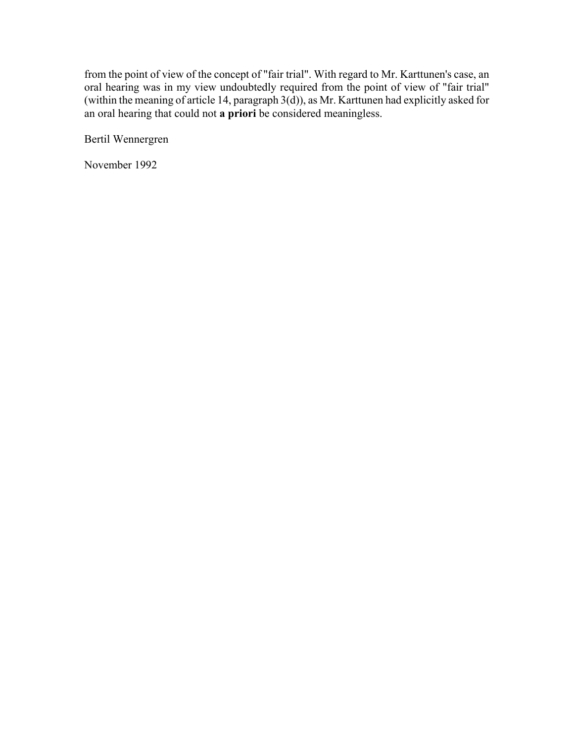from the point of view of the concept of "fair trial". With regard to Mr. Karttunen's case, an oral hearing was in my view undoubtedly required from the point of view of "fair trial" (within the meaning of article 14, paragraph 3(d)), as Mr. Karttunen had explicitly asked for an oral hearing that could not **a priori** be considered meaningless.

Bertil Wennergren

November 1992